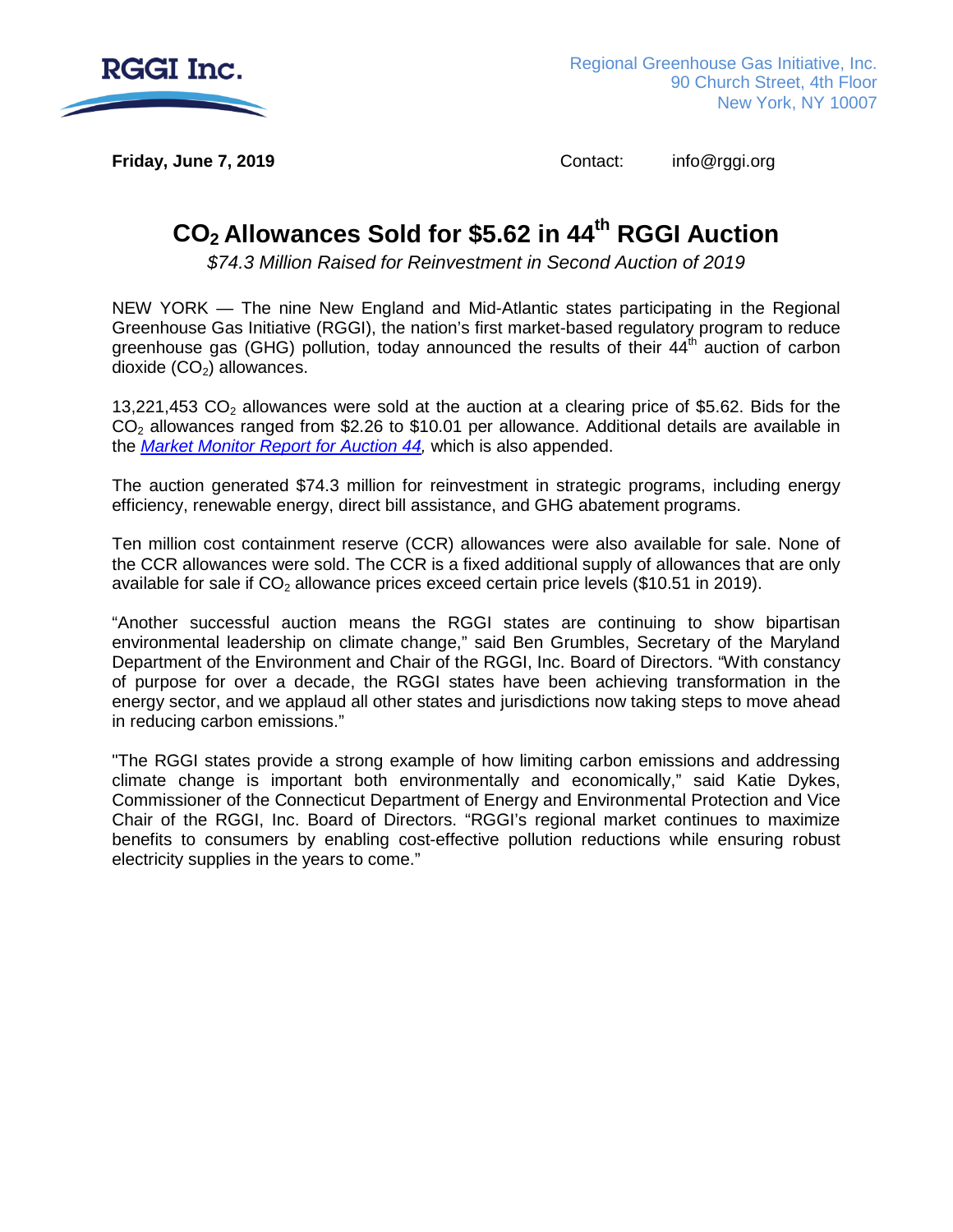RGGI Inc.

Regional Greenhouse Gas Initiative, Inc.
90 Church Street, 4th Floor
New York, NY 10007

**Friday, June 7, 2019**

Contact: info@rggi.org

# $CO_2$ Allowances Sold for $5.62 in 44th RGGI Auction

*$74.3 Million Raised for Reinvestment in Second Auction of 2019*

NEW YORK — The nine New England and Mid-Atlantic states participating in the Regional Greenhouse Gas Initiative (RGGI), the nation's first market-based regulatory program to reduce greenhouse gas (GHG) pollution, today announced the results of their 44th auction of carbon dioxide ($CO_2$) allowances.

13,221,453 $CO_2$ allowances were sold at the auction at a clearing price of $5.62. Bids for the $CO_2$ allowances ranged from $2.26 to $10.01 per allowance. Additional details are available in the *Market Monitor Report for Auction 44*, which is also appended.

The auction generated $74.3 million for reinvestment in strategic programs, including energy efficiency, renewable energy, direct bill assistance, and GHG abatement programs.

Ten million cost containment reserve (CCR) allowances were also available for sale. None of the CCR allowances were sold. The CCR is a fixed additional supply of allowances that are only available for sale if $CO_2$ allowance prices exceed certain price levels ($10.51 in 2019).

"Another successful auction means the RGGI states are continuing to show bipartisan environmental leadership on climate change," said Ben Grumbles, Secretary of the Maryland Department of the Environment and Chair of the RGGI, Inc. Board of Directors. "With constancy of purpose for over a decade, the RGGI states have been achieving transformation in the energy sector, and we applaud all other states and jurisdictions now taking steps to move ahead in reducing carbon emissions."

"The RGGI states provide a strong example of how limiting carbon emissions and addressing climate change is important both environmentally and economically," said Katie Dykes, Commissioner of the Connecticut Department of Energy and Environmental Protection and Vice Chair of the RGGI, Inc. Board of Directors. "RGGI's regional market continues to maximize benefits to consumers by enabling cost-effective pollution reductions while ensuring robust electricity supplies in the years to come."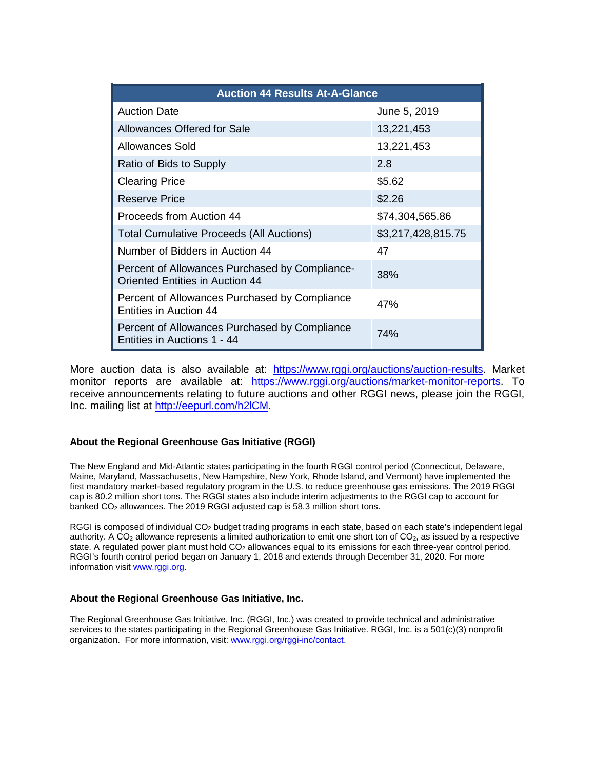| Auction 44 Results At-A-Glance | |
|---|---|
| Auction Date | June 5, 2019 |
| Allowances Offered for Sale | 13,221,453 |
| Allowances Sold | 13,221,453 |
| Ratio of Bids to Supply | 2.8 |
| Clearing Price | $5.62 |
| Reserve Price | $2.26 |
| Proceeds from Auction 44 | $74,304,565.86 |
| Total Cumulative Proceeds (All Auctions) | $3,217,428,815.75 |
| Number of Bidders in Auction 44 | 47 |
| Percent of Allowances Purchased by Compliance-Oriented Entities in Auction 44 | 38% |
| Percent of Allowances Purchased by Compliance Entities in Auction 44 | 47% |
| Percent of Allowances Purchased by Compliance Entities in Auctions 1 - 44 | 74% |

More auction data is also available at: https://www.rggi.org/auctions/auction-results. Market monitor reports are available at: https://www.rggi.org/auctions/market-monitor-reports. To receive announcements relating to future auctions and other RGGI news, please join the RGGI, Inc. mailing list at http://eepurl.com/h2lCM.

### About the Regional Greenhouse Gas Initiative (RGGI)

The New England and Mid-Atlantic states participating in the fourth RGGI control period (Connecticut, Delaware, Maine, Maryland, Massachusetts, New Hampshire, New York, Rhode Island, and Vermont) have implemented the first mandatory market-based regulatory program in the U.S. to reduce greenhouse gas emissions. The 2019 RGGI cap is 80.2 million short tons. The RGGI states also include interim adjustments to the RGGI cap to account for banked $CO_2$ allowances. The 2019 RGGI adjusted cap is 58.3 million short tons.

RGGI is composed of individual $CO_2$ budget trading programs in each state, based on each state's independent legal authority. A $CO_2$ allowance represents a limited authorization to emit one short ton of $CO_2$, as issued by a respective state. A regulated power plant must hold $CO_2$ allowances equal to its emissions for each three-year control period. RGGI's fourth control period began on January 1, 2018 and extends through December 31, 2020. For more information visit www.rggi.org.

### About the Regional Greenhouse Gas Initiative, Inc.

The Regional Greenhouse Gas Initiative, Inc. (RGGI, Inc.) was created to provide technical and administrative services to the states participating in the Regional Greenhouse Gas Initiative. RGGI, Inc. is a 501(c)(3) nonprofit organization. For more information, visit: www.rggi.org/rggi-inc/contact.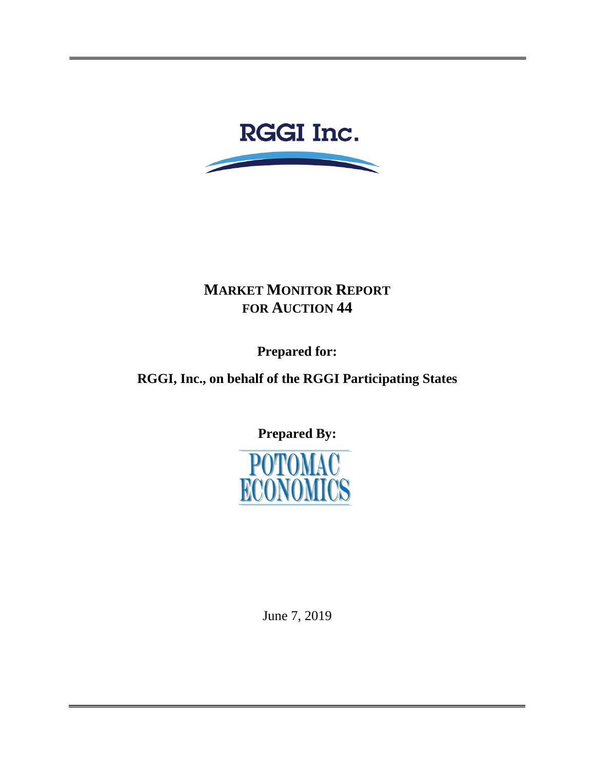RGGI Inc.

# MARKET MONITOR REPORT FOR AUCTION 44

**Prepared for:**

**RGGI, Inc., on behalf of the RGGI Participating States**

**Prepared By:**

POTOMAC ECONOMICS

June 7, 2019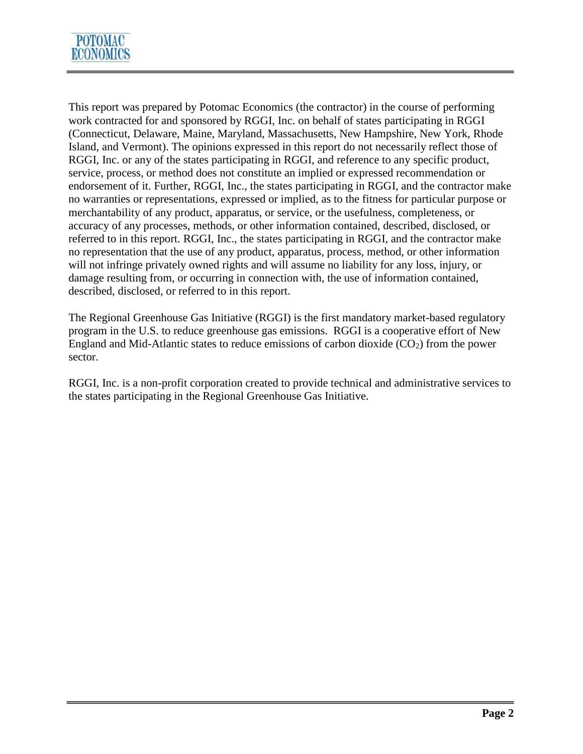This report was prepared by Potomac Economics (the contractor) in the course of performing work contracted for and sponsored by RGGI, Inc. on behalf of states participating in RGGI (Connecticut, Delaware, Maine, Maryland, Massachusetts, New Hampshire, New York, Rhode Island, and Vermont). The opinions expressed in this report do not necessarily reflect those of RGGI, Inc. or any of the states participating in RGGI, and reference to any specific product, service, process, or method does not constitute an implied or expressed recommendation or endorsement of it. Further, RGGI, Inc., the states participating in RGGI, and the contractor make no warranties or representations, expressed or implied, as to the fitness for particular purpose or merchantability of any product, apparatus, or service, or the usefulness, completeness, or accuracy of any processes, methods, or other information contained, described, disclosed, or referred to in this report. RGGI, Inc., the states participating in RGGI, and the contractor make no representation that the use of any product, apparatus, process, method, or other information will not infringe privately owned rights and will assume no liability for any loss, injury, or damage resulting from, or occurring in connection with, the use of information contained, described, disclosed, or referred to in this report.

The Regional Greenhouse Gas Initiative (RGGI) is the first mandatory market-based regulatory program in the U.S. to reduce greenhouse gas emissions. RGGI is a cooperative effort of New England and Mid-Atlantic states to reduce emissions of carbon dioxide ($CO_2$) from the power sector.

RGGI, Inc. is a non-profit corporation created to provide technical and administrative services to the states participating in the Regional Greenhouse Gas Initiative.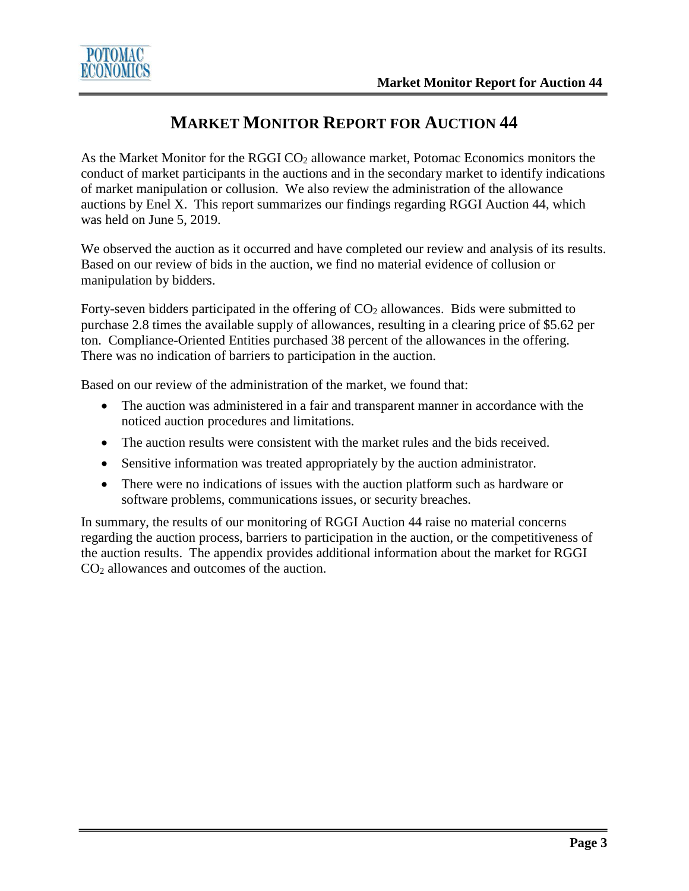# MARKET MONITOR REPORT FOR AUCTION 44

As the Market Monitor for the RGGI $CO_2$ allowance market, Potomac Economics monitors the conduct of market participants in the auctions and in the secondary market to identify indications of market manipulation or collusion. We also review the administration of the allowance auctions by Enel X. This report summarizes our findings regarding RGGI Auction 44, which was held on June 5, 2019.

We observed the auction as it occurred and have completed our review and analysis of its results. Based on our review of bids in the auction, we find no material evidence of collusion or manipulation by bidders.

Forty-seven bidders participated in the offering of $CO_2$ allowances. Bids were submitted to purchase 2.8 times the available supply of allowances, resulting in a clearing price of $5.62 per ton. Compliance-Oriented Entities purchased 38 percent of the allowances in the offering. There was no indication of barriers to participation in the auction.

Based on our review of the administration of the market, we found that:

- The auction was administered in a fair and transparent manner in accordance with the noticed auction procedures and limitations.
- The auction results were consistent with the market rules and the bids received.
- Sensitive information was treated appropriately by the auction administrator.
- There were no indications of issues with the auction platform such as hardware or software problems, communications issues, or security breaches.

In summary, the results of our monitoring of RGGI Auction 44 raise no material concerns regarding the auction process, barriers to participation in the auction, or the competitiveness of the auction results. The appendix provides additional information about the market for RGGI $CO_2$ allowances and outcomes of the auction.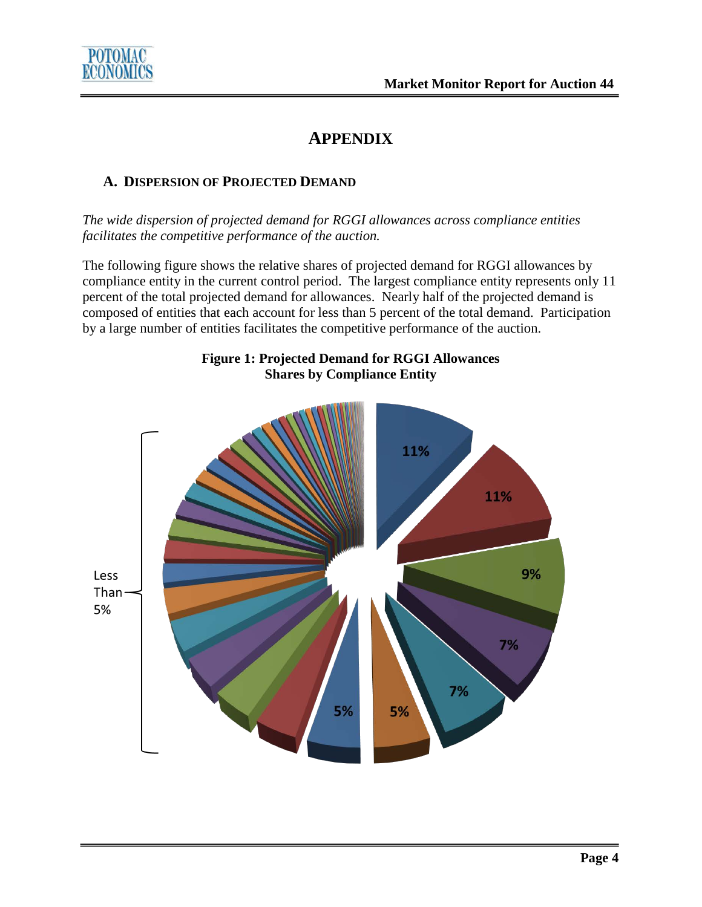# APPENDIX

## A. DISPERSION OF PROJECTED DEMAND

*The wide dispersion of projected demand for RGGI allowances across compliance entities facilitates the competitive performance of the auction.*

The following figure shows the relative shares of projected demand for RGGI allowances by compliance entity in the current control period. The largest compliance entity represents only 11 percent of the total projected demand for allowances. Nearly half of the projected demand is composed of entities that each account for less than 5 percent of the total demand. Participation by a large number of entities facilitates the competitive performance of the auction.

**Figure 1: Projected Demand for RGGI Allowances Shares by Compliance Entity**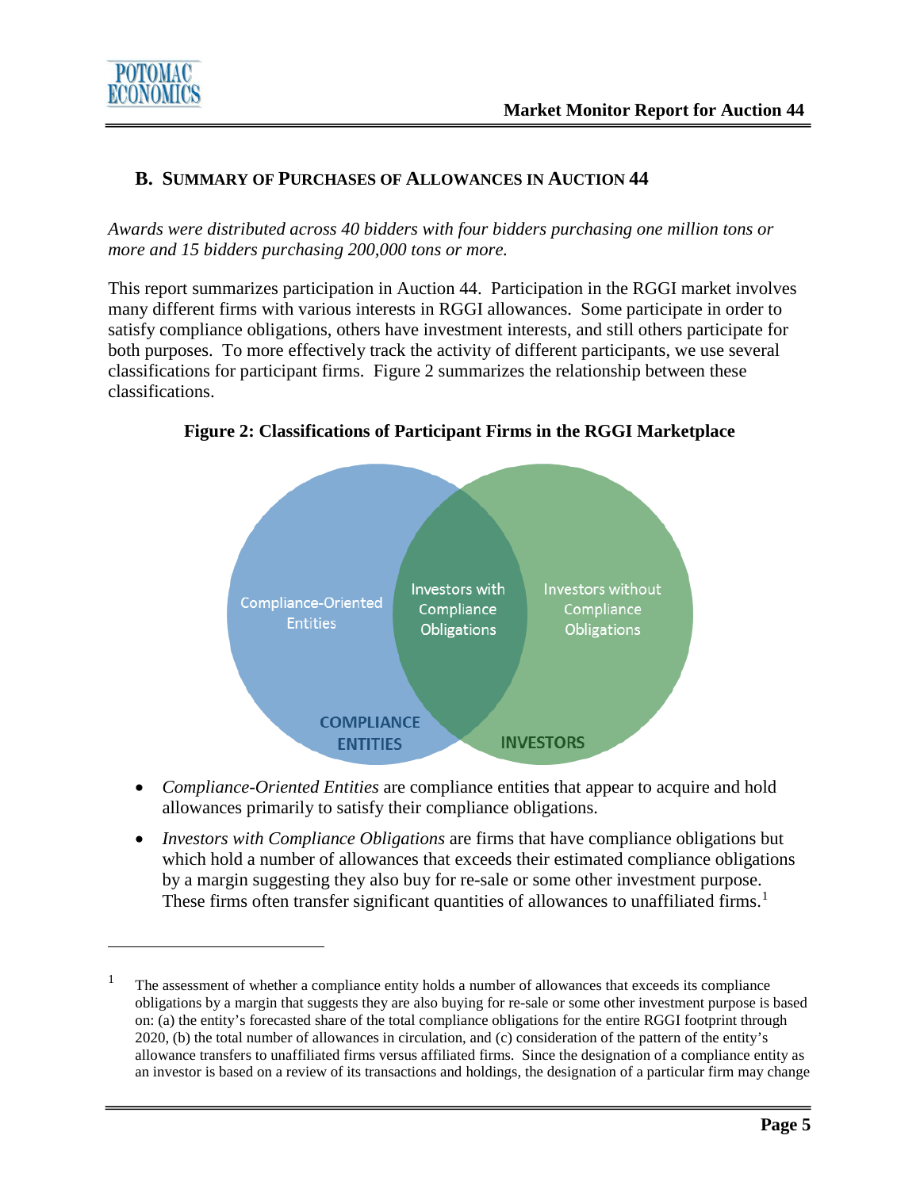## B. SUMMARY OF PURCHASES OF ALLOWANCES IN AUCTION 44

*Awards were distributed across 40 bidders with four bidders purchasing one million tons or more and 15 bidders purchasing 200,000 tons or more.*

This report summarizes participation in Auction 44. Participation in the RGGI market involves many different firms with various interests in RGGI allowances. Some participate in order to satisfy compliance obligations, others have investment interests, and still others participate for both purposes. To more effectively track the activity of different participants, we use several classifications for participant firms. Figure 2 summarizes the relationship between these classifications.

**Figure 2: Classifications of Participant Firms in the RGGI Marketplace**

- *Compliance-Oriented Entities* are compliance entities that appear to acquire and hold allowances primarily to satisfy their compliance obligations.
- *Investors with Compliance Obligations* are firms that have compliance obligations but which hold a number of allowances that exceeds their estimated compliance obligations by a margin suggesting they also buy for re-sale or some other investment purpose. These firms often transfer significant quantities of allowances to unaffiliated firms.[1]

---

[1] The assessment of whether a compliance entity holds a number of allowances that exceeds its compliance obligations by a margin that suggests they are also buying for re-sale or some other investment purpose is based on: (a) the entity's forecasted share of the total compliance obligations for the entire RGGI footprint through 2020, (b) the total number of allowances in circulation, and (c) consideration of the pattern of the entity's allowance transfers to unaffiliated firms versus affiliated firms. Since the designation of a compliance entity as an investor is based on a review of its transactions and holdings, the designation of a particular firm may change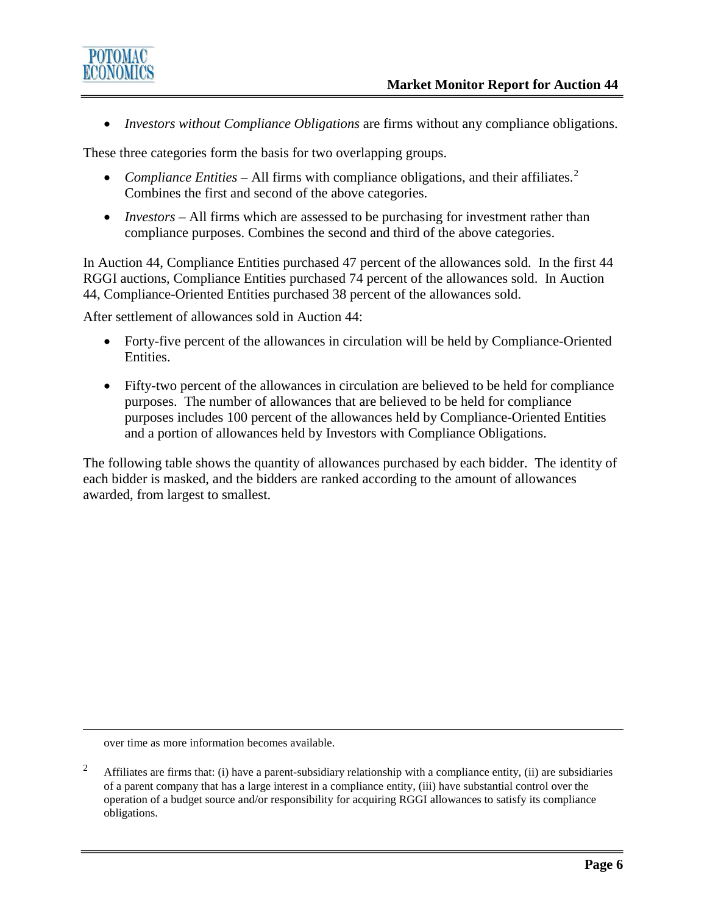- *Investors without Compliance Obligations* are firms without any compliance obligations.

These three categories form the basis for two overlapping groups.

- *Compliance Entities* – All firms with compliance obligations, and their affiliates.[2] Combines the first and second of the above categories.
- *Investors* – All firms which are assessed to be purchasing for investment rather than compliance purposes. Combines the second and third of the above categories.

In Auction 44, Compliance Entities purchased 47 percent of the allowances sold. In the first 44 RGGI auctions, Compliance Entities purchased 74 percent of the allowances sold. In Auction 44, Compliance-Oriented Entities purchased 38 percent of the allowances sold.

After settlement of allowances sold in Auction 44:

- Forty-five percent of the allowances in circulation will be held by Compliance-Oriented Entities.
- Fifty-two percent of the allowances in circulation are believed to be held for compliance purposes. The number of allowances that are believed to be held for compliance purposes includes 100 percent of the allowances held by Compliance-Oriented Entities and a portion of allowances held by Investors with Compliance Obligations.

The following table shows the quantity of allowances purchased by each bidder. The identity of each bidder is masked, and the bidders are ranked according to the amount of allowances awarded, from largest to smallest.

---

over time as more information becomes available.

[2] Affiliates are firms that: (i) have a parent-subsidiary relationship with a compliance entity, (ii) are subsidiaries of a parent company that has a large interest in a compliance entity, (iii) have substantial control over the operation of a budget source and/or responsibility for acquiring RGGI allowances to satisfy its compliance obligations.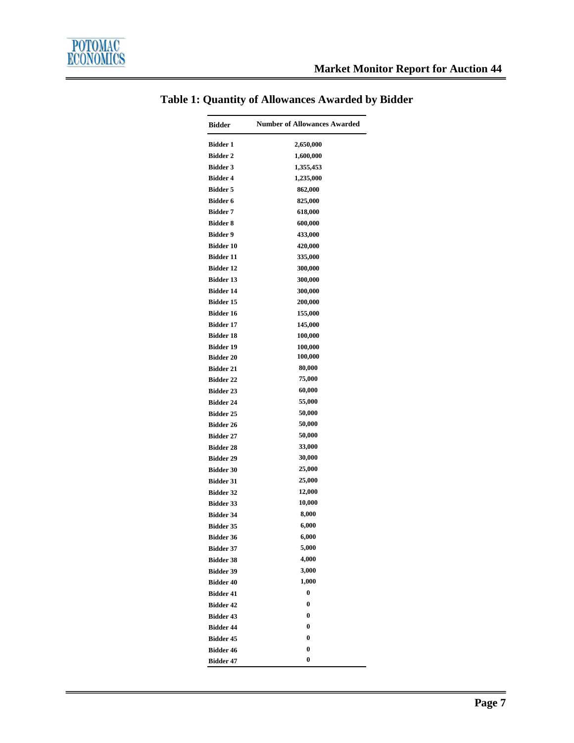## Table 1: Quantity of Allowances Awarded by Bidder

| Bidder | Number of Allowances Awarded |
|---|---|
| Bidder 1 | 2,650,000 |
| Bidder 2 | 1,600,000 |
| Bidder 3 | 1,355,453 |
| Bidder 4 | 1,235,000 |
| Bidder 5 | 862,000 |
| Bidder 6 | 825,000 |
| Bidder 7 | 618,000 |
| Bidder 8 | 600,000 |
| Bidder 9 | 433,000 |
| Bidder 10 | 420,000 |
| Bidder 11 | 335,000 |
| Bidder 12 | 300,000 |
| Bidder 13 | 300,000 |
| Bidder 14 | 300,000 |
| Bidder 15 | 200,000 |
| Bidder 16 | 155,000 |
| Bidder 17 | 145,000 |
| Bidder 18 | 100,000 |
| Bidder 19 | 100,000 |
| Bidder 20 | 100,000 |
| Bidder 21 | 80,000 |
| Bidder 22 | 75,000 |
| Bidder 23 | 60,000 |
| Bidder 24 | 55,000 |
| Bidder 25 | 50,000 |
| Bidder 26 | 50,000 |
| Bidder 27 | 50,000 |
| Bidder 28 | 33,000 |
| Bidder 29 | 30,000 |
| Bidder 30 | 25,000 |
| Bidder 31 | 25,000 |
| Bidder 32 | 12,000 |
| Bidder 33 | 10,000 |
| Bidder 34 | 8,000 |
| Bidder 35 | 6,000 |
| Bidder 36 | 6,000 |
| Bidder 37 | 5,000 |
| Bidder 38 | 4,000 |
| Bidder 39 | 3,000 |
| Bidder 40 | 1,000 |
| Bidder 41 | 0 |
| Bidder 42 | 0 |
| Bidder 43 | 0 |
| Bidder 44 | 0 |
| Bidder 45 | 0 |
| Bidder 46 | 0 |
| Bidder 47 | 0 |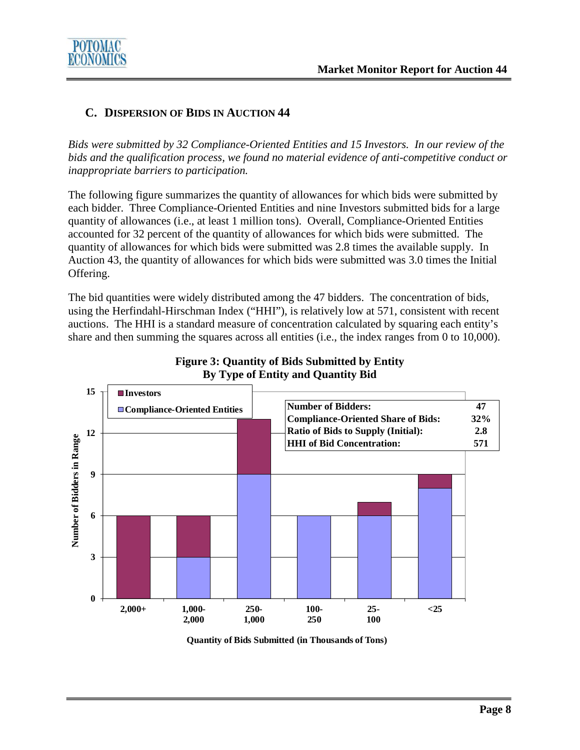## C. Dispersion of Bids in Auction 44

*Bids were submitted by 32 Compliance-Oriented Entities and 15 Investors. In our review of the bids and the qualification process, we found no material evidence of anti-competitive conduct or inappropriate barriers to participation.*

The following figure summarizes the quantity of allowances for which bids were submitted by each bidder. Three Compliance-Oriented Entities and nine Investors submitted bids for a large quantity of allowances (i.e., at least 1 million tons). Overall, Compliance-Oriented Entities accounted for 32 percent of the quantity of allowances for which bids were submitted. The quantity of allowances for which bids were submitted was 2.8 times the available supply. In Auction 43, the quantity of allowances for which bids were submitted was 3.0 times the Initial Offering.

The bid quantities were widely distributed among the 47 bidders. The concentration of bids, using the Herfindahl-Hirschman Index ("HHI"), is relatively low at 571, consistent with recent auctions. The HHI is a standard measure of concentration calculated by squaring each entity's share and then summing the squares across all entities (i.e., the index ranges from 0 to 10,000).

**Figure 3: Quantity of Bids Submitted by Entity By Type of Entity and Quantity Bid**

| Summary | Value |
|---|---|
| Number of Bidders: | 47 |
| Compliance-Oriented Share of Bids: | 32% |
| Ratio of Bids to Supply (Initial): | 2.8 |
| HHI of Bid Concentration: | 571 |

| Quantity of Bids Submitted (in Thousands of Tons) | Compliance-Oriented Entities | Investors | Total Number of Bidders in Range |
|---|---|---|---|
| 2,000+ | 0 | 6 | 6 |
| 1,000-2,000 | 3 | 3 | 6 |
| 250-1,000 | 9 | 4 | 13 |
| 100-250 | 6 | 0 | 6 |
| 25-100 | 6 | 1 | 7 |
| <25 | 8 | 1 | 9 |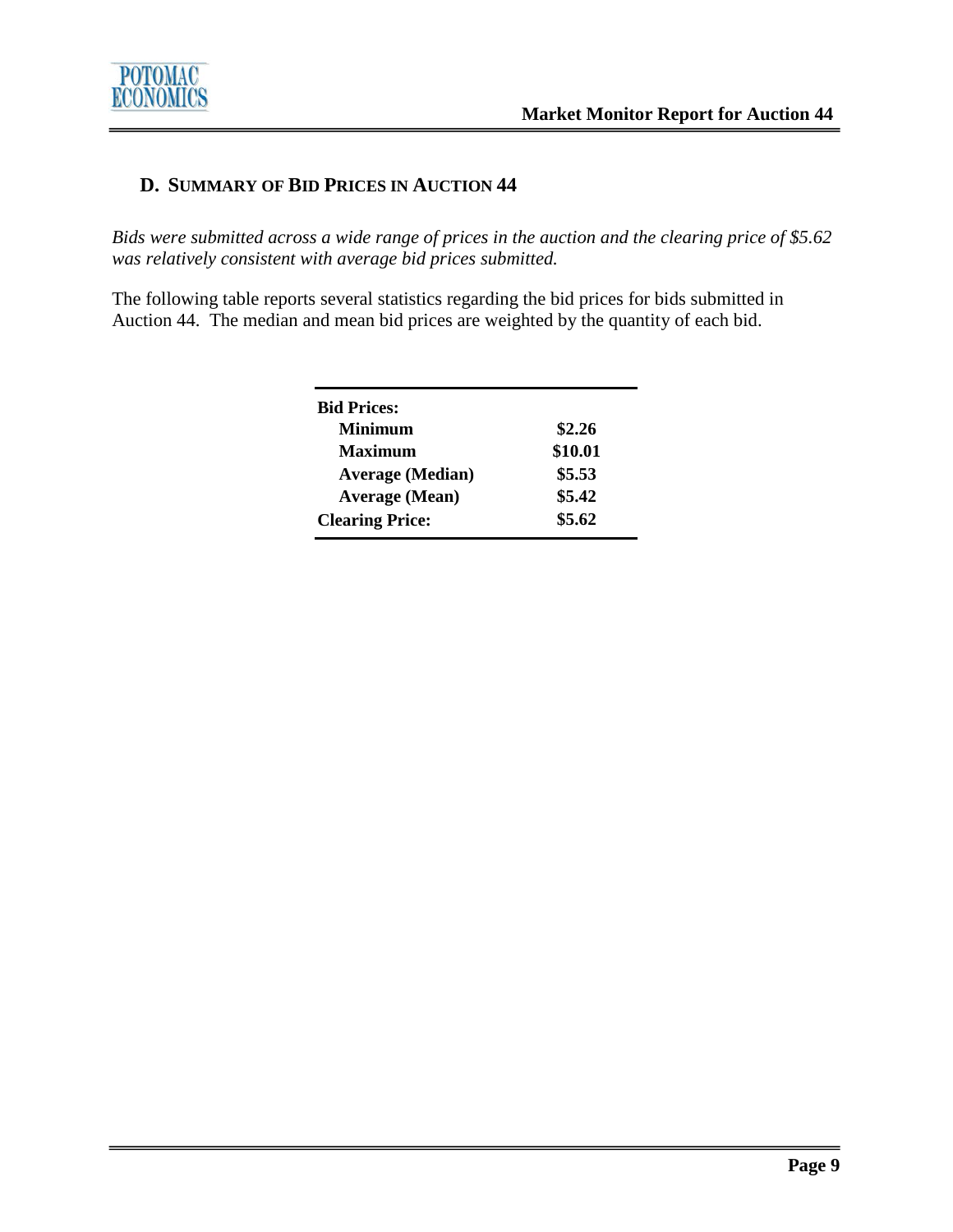## D. SUMMARY OF BID PRICES IN AUCTION 44

*Bids were submitted across a wide range of prices in the auction and the clearing price of $5.62 was relatively consistent with average bid prices submitted.*

The following table reports several statistics regarding the bid prices for bids submitted in Auction 44. The median and mean bid prices are weighted by the quantity of each bid.

| | |
|---|---|
| **Bid Prices:** | |
| **Minimum** | **$2.26** |
| **Maximum** | **$10.01** |
| **Average (Median)** | **$5.53** |
| **Average (Mean)** | **$5.42** |
| **Clearing Price:** | **$5.62** |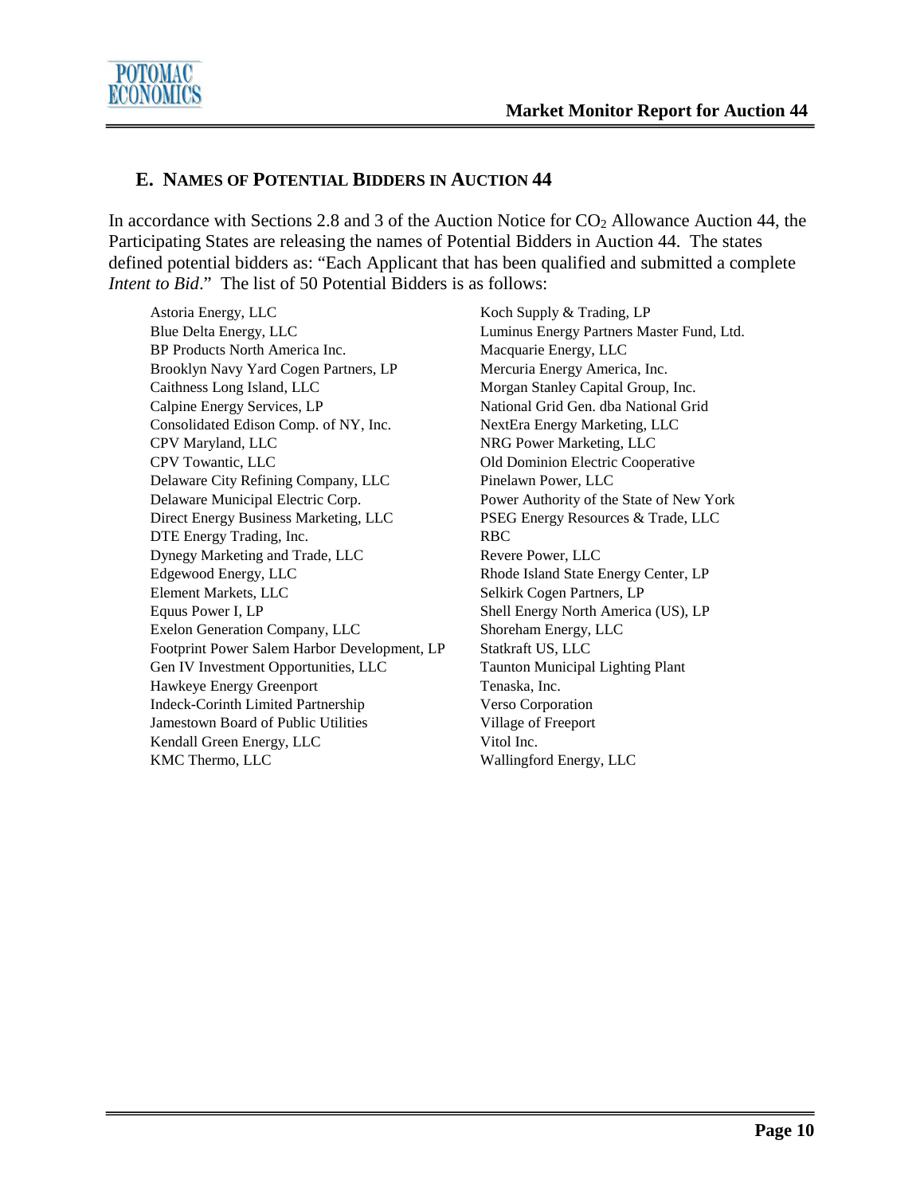### E. Names of Potential Bidders in Auction 44

In accordance with Sections 2.8 and 3 of the Auction Notice for $CO_2$ Allowance Auction 44, the Participating States are releasing the names of Potential Bidders in Auction 44. The states defined potential bidders as: "Each Applicant that has been qualified and submitted a complete *Intent to Bid*." The list of 50 Potential Bidders is as follows:

- Astoria Energy, LLC
- Blue Delta Energy, LLC
- BP Products North America Inc.
- Brooklyn Navy Yard Cogen Partners, LP
- Caithness Long Island, LLC
- Calpine Energy Services, LP
- Consolidated Edison Comp. of NY, Inc.
- CPV Maryland, LLC
- CPV Towantic, LLC
- Delaware City Refining Company, LLC
- Delaware Municipal Electric Corp.
- Direct Energy Business Marketing, LLC
- DTE Energy Trading, Inc.
- Dynegy Marketing and Trade, LLC
- Edgewood Energy, LLC
- Element Markets, LLC
- Equus Power I, LP
- Exelon Generation Company, LLC
- Footprint Power Salem Harbor Development, LP
- Gen IV Investment Opportunities, LLC
- Hawkeye Energy Greenport
- Indeck-Corinth Limited Partnership
- Jamestown Board of Public Utilities
- Kendall Green Energy, LLC
- KMC Thermo, LLC
- Koch Supply & Trading, LP
- Luminus Energy Partners Master Fund, Ltd.
- Macquarie Energy, LLC
- Mercuria Energy America, Inc.
- Morgan Stanley Capital Group, Inc.
- National Grid Gen. dba National Grid
- NextEra Energy Marketing, LLC
- NRG Power Marketing, LLC
- Old Dominion Electric Cooperative
- Pinelawn Power, LLC
- Power Authority of the State of New York
- PSEG Energy Resources & Trade, LLC
- RBC
- Revere Power, LLC
- Rhode Island State Energy Center, LP
- Selkirk Cogen Partners, LP
- Shell Energy North America (US), LP
- Shoreham Energy, LLC
- Statkraft US, LLC
- Taunton Municipal Lighting Plant
- Tenaska, Inc.
- Verso Corporation
- Village of Freeport
- Vitol Inc.
- Wallingford Energy, LLC